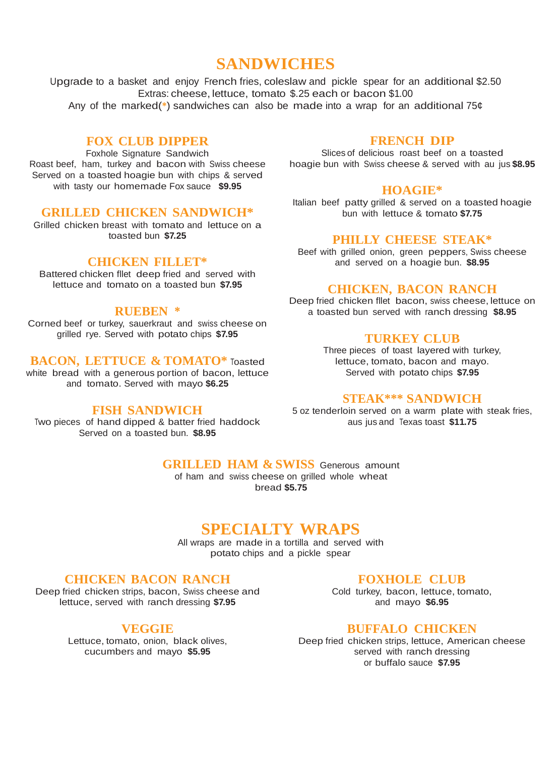# SANDWICHES

Upgrade to a basket and enjoy French fries, coleslaw and pickle spear for an additional $2.50
Extras: cheese, lettuce, tomato $.25 each or bacon $1.00
Any of the marked(*) sandwiches can also be made into a wrap for an additional 75¢

### FOX CLUB DIPPER

Foxhole Signature Sandwich
Roast beef, ham, turkey and bacon with Swiss cheese Served on a toasted hoagie bun with chips & served with tasty our homemade Fox sauce **$9.95**

### GRILLED CHICKEN SANDWICH*

Grilled chicken breast with tomato and lettuce on a toasted bun **$7.25**

### CHICKEN FILLET*

Battered chicken fllet deep fried and served with lettuce and tomato on a toasted bun **$7.95**

### RUEBEN *

Corned beef or turkey, sauerkraut and swiss cheese on grilled rye. Served with potato chips **$7.95**

### BACON, LETTUCE & TOMATO*

Toasted white bread with a generous portion of bacon, lettuce and tomato. Served with mayo **$6.25**

### FISH SANDWICH

Two pieces of hand dipped & batter fried haddock Served on a toasted bun. **$8.95**

### FRENCH DIP

Slices of delicious roast beef on a toasted hoagie bun with Swiss cheese & served with au jus **$8.95**

### HOAGIE*

Italian beef patty grilled & served on a toasted hoagie bun with lettuce & tomato **$7.75**

### PHILLY CHEESE STEAK*

Beef with grilled onion, green peppers, Swiss cheese and served on a hoagie bun. **$8.95**

### CHICKEN, BACON RANCH

Deep fried chicken fllet bacon, swiss cheese, lettuce on a toasted bun served with ranch dressing **$8.95**

### TURKEY CLUB

Three pieces of toast layered with turkey, lettuce, tomato, bacon and mayo. Served with potato chips **$7.95**

### STEAK*** SANDWICH

5 oz tenderloin served on a warm plate with steak fries, aus jus and Texas toast **$11.75**

### GRILLED HAM & SWISS

Generous amount of ham and swiss cheese on grilled whole wheat bread **$5.75**

# SPECIALTY WRAPS

All wraps are made in a tortilla and served with potato chips and a pickle spear

### CHICKEN BACON RANCH

Deep fried chicken strips, bacon, Swiss cheese and lettuce, served with ranch dressing **$7.95**

### VEGGIE

Lettuce, tomato, onion, black olives, cucumbers and mayo **$5.95**

### FOXHOLE CLUB

Cold turkey, bacon, lettuce, tomato, and mayo **$6.95**

### BUFFALO CHICKEN

Deep fried chicken strips, lettuce, American cheese served with ranch dressing or buffalo sauce **$7.95**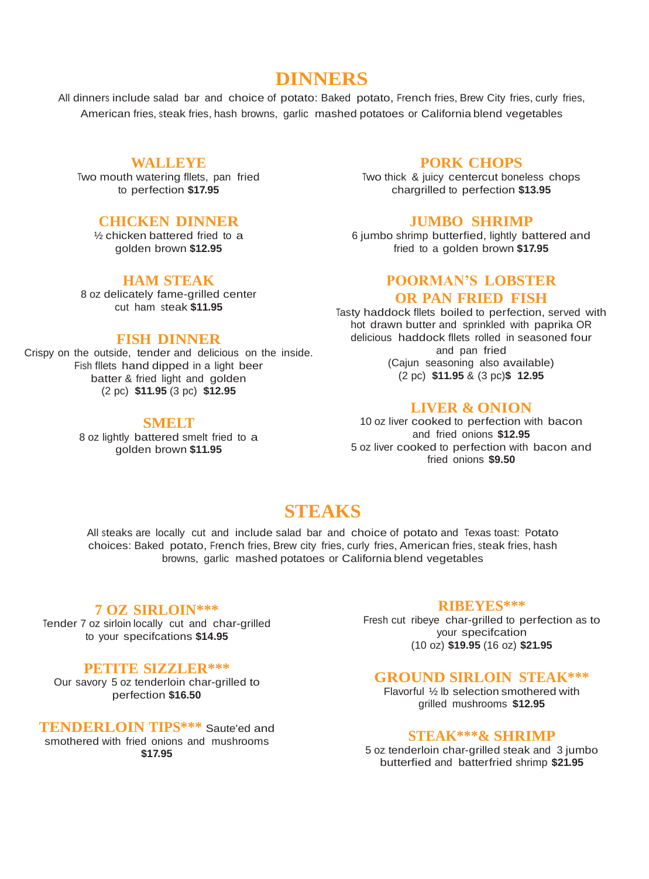# DINNERS

All dinners include salad bar and choice of potato: Baked potato, French fries, Brew City fries, curly fries, American fries, steak fries, hash browns, garlic mashed potatoes or California blend vegetables

### WALLEYE

Two mouth watering fllets, pan fried to perfection **$17.95**

### CHICKEN DINNER

½ chicken battered fried to a golden brown **$12.95**

### HAM STEAK

8 oz delicately fame-grilled center cut ham steak **$11.95**

### FISH DINNER

Crispy on the outside, tender and delicious on the inside. Fish fllets hand dipped in a light beer batter & fried light and golden (2 pc) **$11.95** (3 pc) **$12.95**

### SMELT

8 oz lightly battered smelt fried to a golden brown **$11.95**

### PORK CHOPS

Two thick & juicy centercut boneless chops chargrilled to perfection **$13.95**

### JUMBO SHRIMP

6 jumbo shrimp butterfied, lightly battered and fried to a golden brown **$17.95**

### POORMAN'S LOBSTER OR PAN FRIED FISH

Tasty haddock fllets boiled to perfection, served with hot drawn butter and sprinkled with paprika OR delicious haddock fllets rolled in seasoned four and pan fried (Cajun seasoning also available) (2 pc) **$11.95** & (3 pc)**$ 12.95**

### LIVER & ONION

10 oz liver cooked to perfection with bacon and fried onions **$12.95**
5 oz liver cooked to perfection with bacon and fried onions **$9.50**

# STEAKS

All steaks are locally cut and include salad bar and choice of potato and Texas toast: Potato choices: Baked potato, French fries, Brew city fries, curly fries, American fries, steak fries, hash browns, garlic mashed potatoes or California blend vegetables

### 7 OZ SIRLOIN***

Tender 7 oz sirloin locally cut and char-grilled to your specifcations **$14.95**

### PETITE SIZZLER***

Our savory 5 oz tenderloin char-grilled to perfection **$16.50**

### TENDERLOIN TIPS***

Saute'ed and smothered with fried onions and mushrooms **$17.95**

### RIBEYES***

Fresh cut ribeye char-grilled to perfection as to your specifcation (10 oz) **$19.95** (16 oz) **$21.95**

### GROUND SIRLOIN STEAK***

Flavorful ½ lb selection smothered with grilled mushrooms **$12.95**

### STEAK***& SHRIMP

5 oz tenderloin char-grilled steak and 3 jumbo butterfied and batterfried shrimp **$21.95**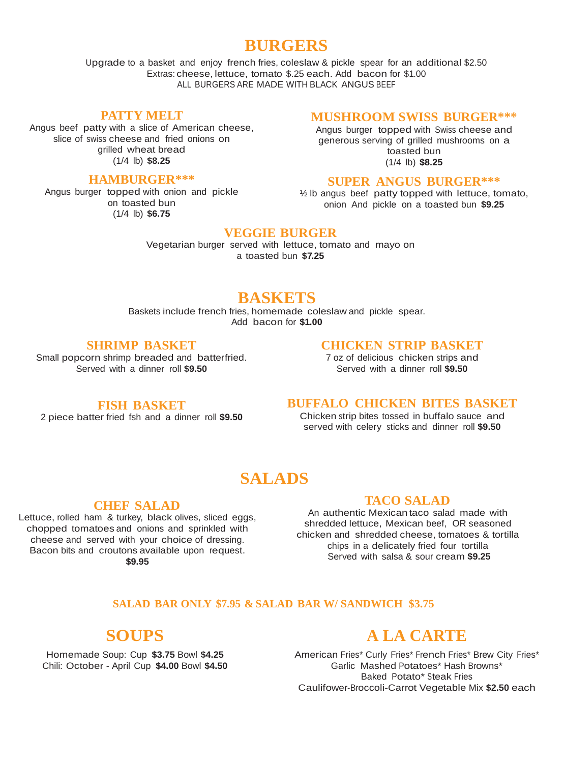# BURGERS

Upgrade to a basket and enjoy french fries, coleslaw & pickle spear for an additional $2.50
Extras: cheese, lettuce, tomato $.25 each. Add bacon for $1.00
ALL BURGERS ARE MADE WITH BLACK ANGUS BEEF

### PATTY MELT

Angus beef patty with a slice of American cheese, slice of swiss cheese and fried onions on grilled wheat bread
(1/4 lb) **$8.25**

### HAMBURGER***

Angus burger topped with onion and pickle on toasted bun
(1/4 lb) **$6.75**

### MUSHROOM SWISS BURGER***

Angus burger topped with Swiss cheese and generous serving of grilled mushrooms on a toasted bun
(1/4 lb) **$8.25**

### SUPER ANGUS BURGER***

½ lb angus beef patty topped with lettuce, tomato, onion And pickle on a toasted bun **$9.25**

### VEGGIE BURGER

Vegetarian burger served with lettuce, tomato and mayo on a toasted bun **$7.25**

# BASKETS

Baskets include french fries, homemade coleslaw and pickle spear.
Add bacon for **$1.00**

### SHRIMP BASKET

Small popcorn shrimp breaded and batterfried. Served with a dinner roll **$9.50**

### FISH BASKET

2 piece batter fried fsh and a dinner roll **$9.50**

### CHICKEN STRIP BASKET

7 oz of delicious chicken strips and Served with a dinner roll **$9.50**

### BUFFALO CHICKEN BITES BASKET

Chicken strip bites tossed in buffalo sauce and served with celery sticks and dinner roll **$9.50**

# SALADS

### CHEF SALAD

Lettuce, rolled ham & turkey, black olives, sliced eggs, chopped tomatoes and onions and sprinkled with cheese and served with your choice of dressing. Bacon bits and croutons available upon request.
**$9.95**

### TACO SALAD

An authentic Mexican taco salad made with shredded lettuce, Mexican beef, OR seasoned chicken and shredded cheese, tomatoes & tortilla chips in a delicately fried four tortilla Served with salsa & sour cream **$9.25**

**SALAD BAR ONLY $7.95 & SALAD BAR W/ SANDWICH $3.75**

# SOUPS

Homemade Soup: Cup **$3.75** Bowl **$4.25**
Chili: October - April Cup **$4.00** Bowl **$4.50**

# A LA CARTE

American Fries* Curly Fries* French Fries* Brew City Fries* Garlic Mashed Potatoes* Hash Browns* Baked Potato* Steak Fries
Caulifower-Broccoli-Carrot Vegetable Mix **$2.50** each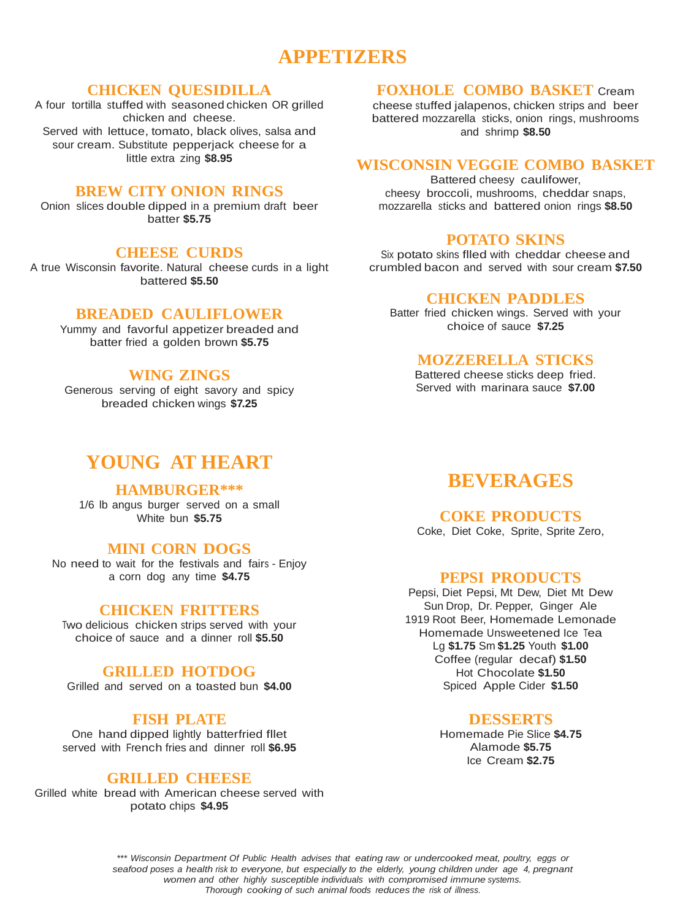# APPETIZERS

## CHICKEN QUESIDILLA

A four tortilla stuffed with seasoned chicken OR grilled chicken and cheese.
Served with lettuce, tomato, black olives, salsa and sour cream. Substitute pepperjack cheese for a little extra zing **$8.95**

## BREW CITY ONION RINGS

Onion slices double dipped in a premium draft beer batter **$5.75**

## CHEESE CURDS

A true Wisconsin favorite. Natural cheese curds in a light battered **$5.50**

## BREADED CAULIFLOWER

Yummy and favorful appetizer breaded and batter fried a golden brown **$5.75**

## WING ZINGS

Generous serving of eight savory and spicy breaded chicken wings **$7.25**

## FOXHOLE COMBO BASKET

Cream cheese stuffed jalapenos, chicken strips and beer battered mozzarella sticks, onion rings, mushrooms and shrimp **$8.50**

## WISCONSIN VEGGIE COMBO BASKET

Battered cheesy caulifower, cheesy broccoli, mushrooms, cheddar snaps, mozzarella sticks and battered onion rings **$8.50**

## POTATO SKINS

Six potato skins flled with cheddar cheese and crumbled bacon and served with sour cream **$7.50**

## CHICKEN PADDLES

Batter fried chicken wings. Served with your choice of sauce **$7.25**

## MOZZERELLA STICKS

Battered cheese sticks deep fried. Served with marinara sauce **$7.00**

# YOUNG AT HEART

## HAMBURGER***

1/6 lb angus burger served on a small White bun **$5.75**

## MINI CORN DOGS

No need to wait for the festivals and fairs - Enjoy a corn dog any time **$4.75**

## CHICKEN FRITTERS

Two delicious chicken strips served with your choice of sauce and a dinner roll **$5.50**

## GRILLED HOTDOG

Grilled and served on a toasted bun **$4.00**

## FISH PLATE

One hand dipped lightly batterfried fllet served with French fries and dinner roll **$6.95**

## GRILLED CHEESE

Grilled white bread with American cheese served with potato chips **$4.95**

# BEVERAGES

## COKE PRODUCTS

Coke, Diet Coke, Sprite, Sprite Zero,

## PEPSI PRODUCTS

Pepsi, Diet Pepsi, Mt Dew, Diet Mt Dew
Sun Drop, Dr. Pepper, Ginger Ale
1919 Root Beer, Homemade Lemonade
Homemade Unsweetened Ice Tea
Lg **$1.75** Sm **$1.25** Youth **$1.00**
Coffee (regular decaf) **$1.50**
Hot Chocolate **$1.50**
Spiced Apple Cider **$1.50**

## DESSERTS

Homemade Pie Slice **$4.75**
Alamode **$5.75**
Ice Cream **$2.75**

*\*\*\* Wisconsin Department Of Public Health advises that eating raw or undercooked meat, poultry, eggs or seafood poses a health risk to everyone, but especially to the elderly, young children under age 4, pregnant women and other highly susceptible individuals with compromised immune systems. Thorough cooking of such animal foods reduces the risk of illness.*